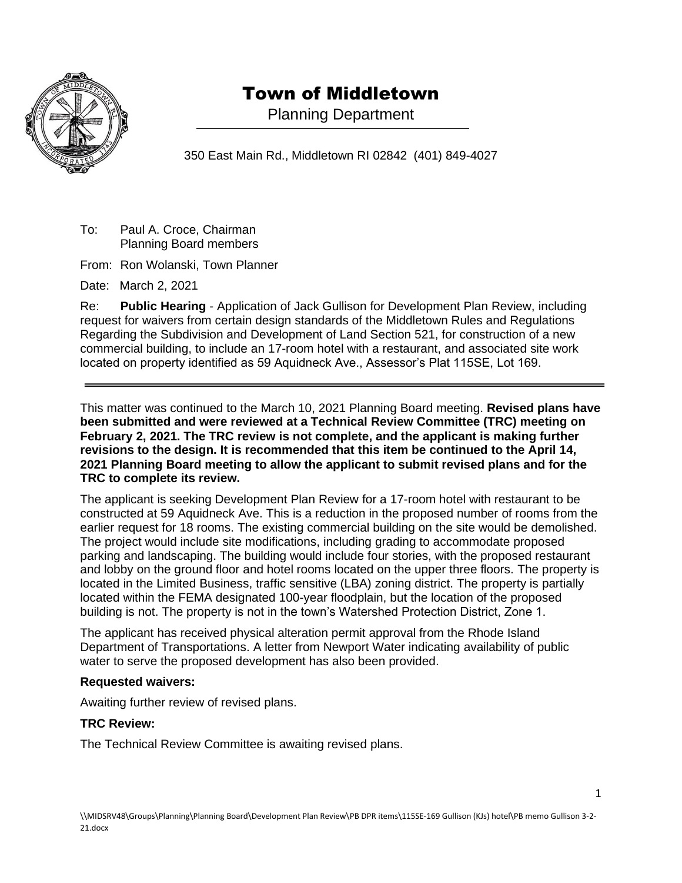# Town of Middletown

Planning Department

350 East Main Rd., Middletown RI 02842 (401) 849-4027

To: Paul A. Croce, Chairman
Planning Board members

From: Ron Wolanski, Town Planner

Date: March 2, 2021

Re: **Public Hearing** - Application of Jack Gullison for Development Plan Review, including request for waivers from certain design standards of the Middletown Rules and Regulations Regarding the Subdivision and Development of Land Section 521, for construction of a new commercial building, to include an 17-room hotel with a restaurant, and associated site work located on property identified as 59 Aquidneck Ave., Assessor's Plat 115SE, Lot 169.

---

This matter was continued to the March 10, 2021 Planning Board meeting. **Revised plans have been submitted and were reviewed at a Technical Review Committee (TRC) meeting on February 2, 2021. The TRC review is not complete, and the applicant is making further revisions to the design. It is recommended that this item be continued to the April 14, 2021 Planning Board meeting to allow the applicant to submit revised plans and for the TRC to complete its review.**

The applicant is seeking Development Plan Review for a 17-room hotel with restaurant to be constructed at 59 Aquidneck Ave. This is a reduction in the proposed number of rooms from the earlier request for 18 rooms. The existing commercial building on the site would be demolished. The project would include site modifications, including grading to accommodate proposed parking and landscaping. The building would include four stories, with the proposed restaurant and lobby on the ground floor and hotel rooms located on the upper three floors. The property is located in the Limited Business, traffic sensitive (LBA) zoning district. The property is partially located within the FEMA designated 100-year floodplain, but the location of the proposed building is not. The property is not in the town's Watershed Protection District, Zone 1.

The applicant has received physical alteration permit approval from the Rhode Island Department of Transportations. A letter from Newport Water indicating availability of public water to serve the proposed development has also been provided.

**Requested waivers:**

Awaiting further review of revised plans.

**TRC Review:**

The Technical Review Committee is awaiting revised plans.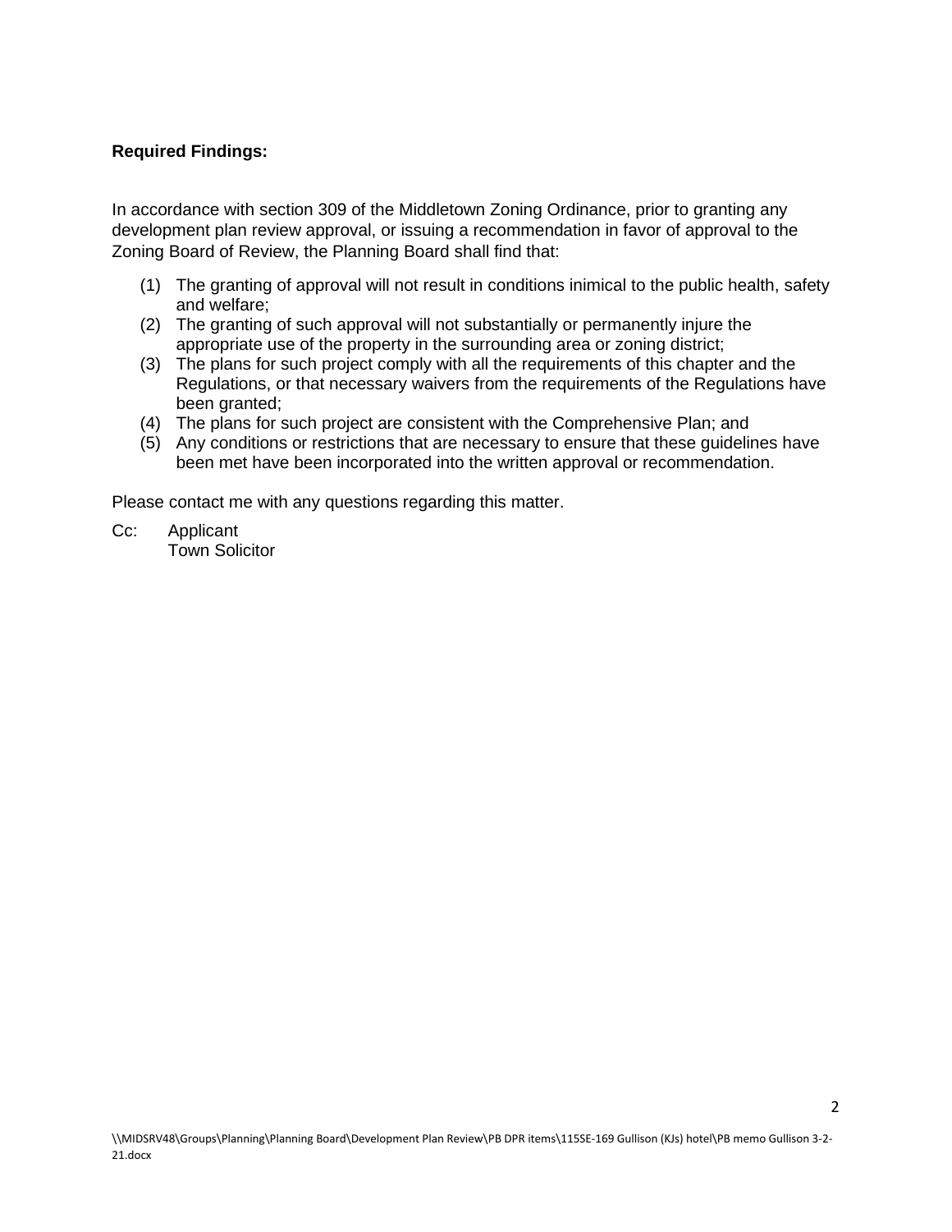**Required Findings:**

In accordance with section 309 of the Middletown Zoning Ordinance, prior to granting any development plan review approval, or issuing a recommendation in favor of approval to the Zoning Board of Review, the Planning Board shall find that:

(1) The granting of approval will not result in conditions inimical to the public health, safety and welfare;
(2) The granting of such approval will not substantially or permanently injure the appropriate use of the property in the surrounding area or zoning district;
(3) The plans for such project comply with all the requirements of this chapter and the Regulations, or that necessary waivers from the requirements of the Regulations have been granted;
(4) The plans for such project are consistent with the Comprehensive Plan; and
(5) Any conditions or restrictions that are necessary to ensure that these guidelines have been met have been incorporated into the written approval or recommendation.

Please contact me with any questions regarding this matter.

Cc: Applicant
Town Solicitor

\\MIDSRV48\Groups\Planning\Planning Board\Development Plan Review\PB DPR items\115SE-169 Gullison (KJs) hotel\PB memo Gullison 3-2-21.docx